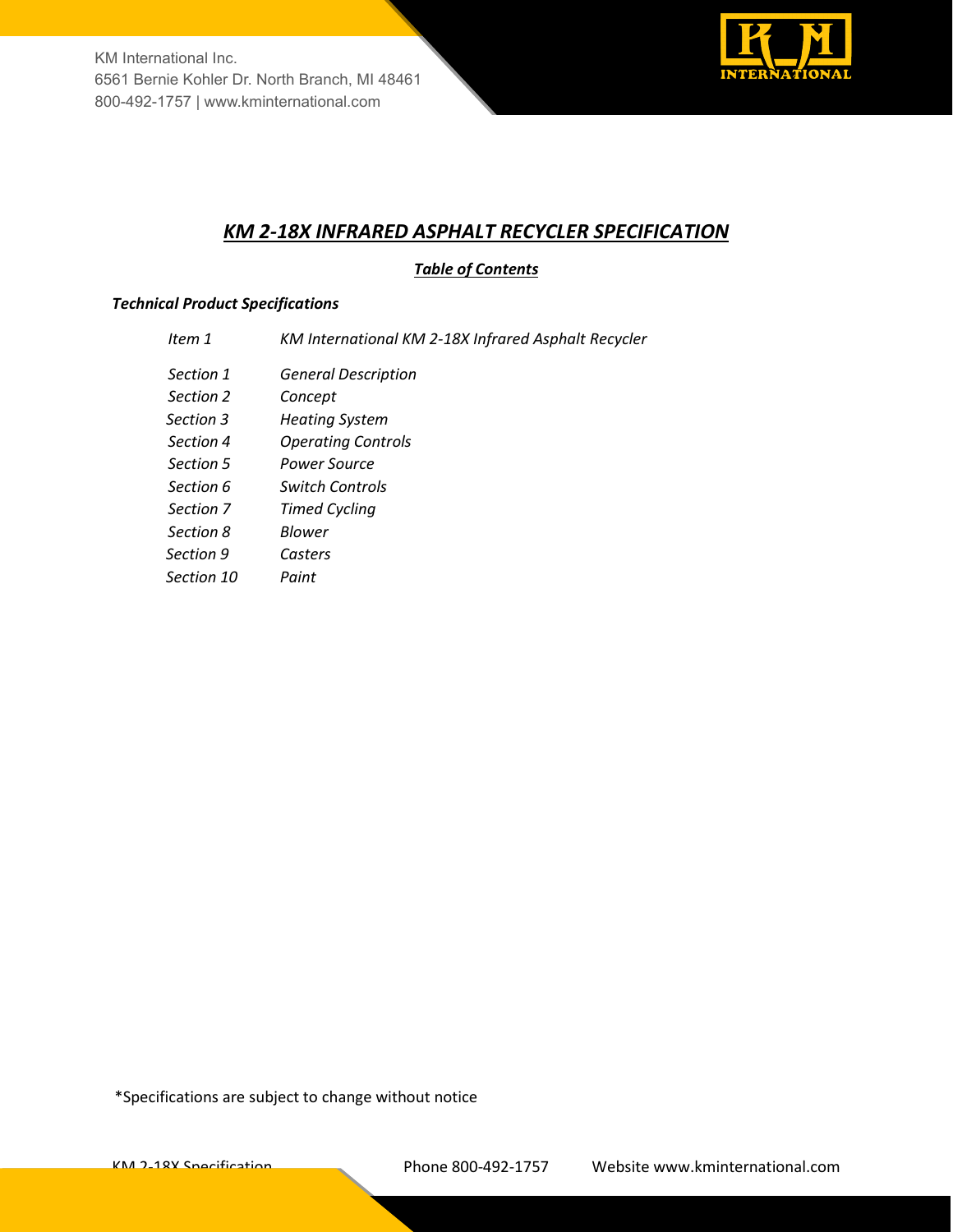KM International Inc.
6561 Bernie Kohler Dr. North Branch, MI 48461
800-492-1757 | www.kminternational.com

# *KM 2-18X INFRARED ASPHALT RECYCLER SPECIFICATION*

## *Table of Contents*

***Technical Product Specifications***

| | |
|---|---|
| *Item 1* | *KM International KM 2-18X Infrared Asphalt Recycler* |
| *Section 1* | *General Description* |
| *Section 2* | *Concept* |
| *Section 3* | *Heating System* |
| *Section 4* | *Operating Controls* |
| *Section 5* | *Power Source* |
| *Section 6* | *Switch Controls* |
| *Section 7* | *Timed Cycling* |
| *Section 8* | *Blower* |
| *Section 9* | *Casters* |
| *Section 10* | *Paint* |

*Specifications are subject to change without notice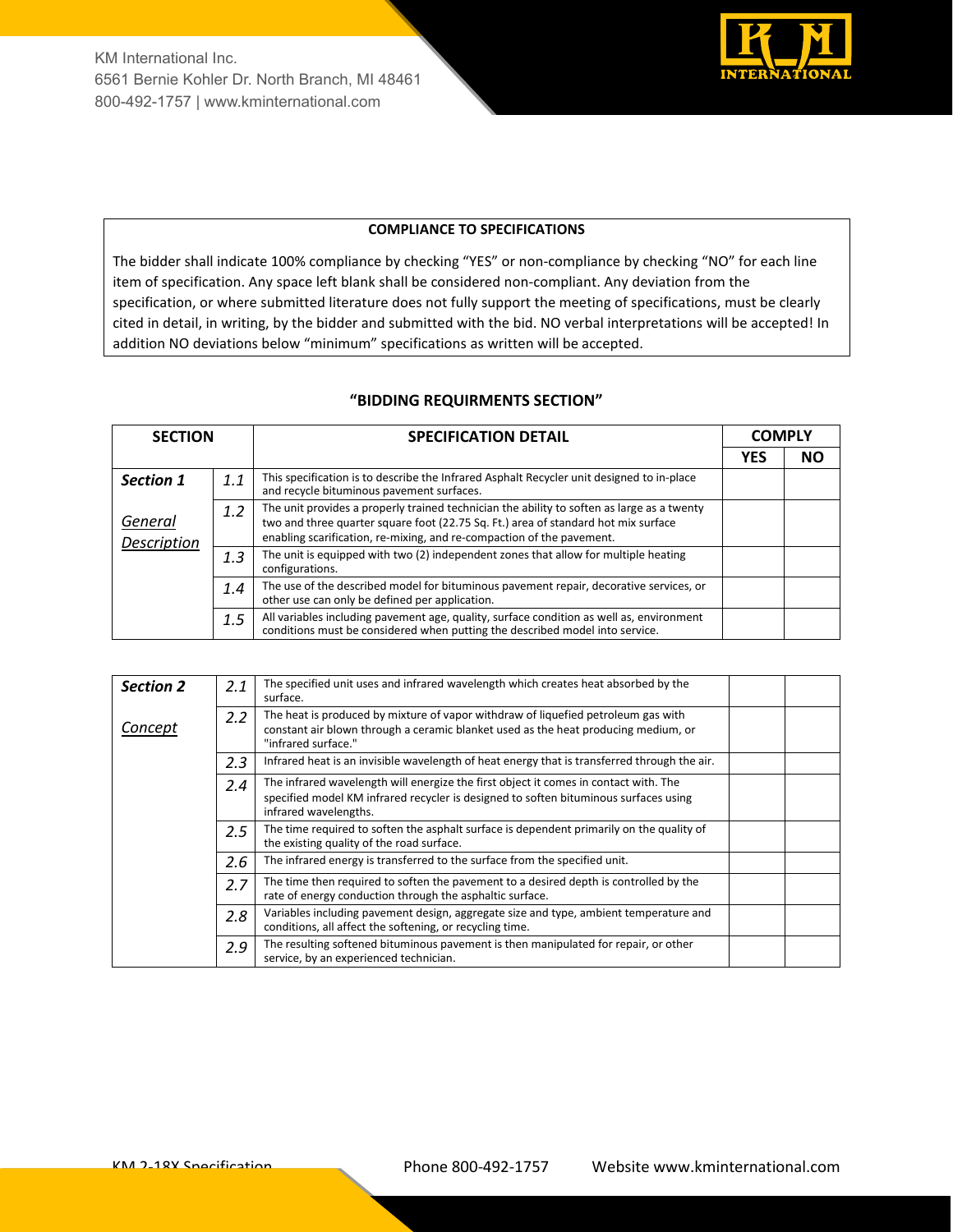**COMPLIANCE TO SPECIFICATIONS**

The bidder shall indicate 100% compliance by checking "YES" or non-compliance by checking "NO" for each line item of specification. Any space left blank shall be considered non-compliant. Any deviation from the specification, or where submitted literature does not fully support the meeting of specifications, must be clearly cited in detail, in writing, by the bidder and submitted with the bid. NO verbal interpretations will be accepted! In addition NO deviations below "minimum" specifications as written will be accepted.

## "BIDDING REQUIRMENTS SECTION"

| SECTION | | SPECIFICATION DETAIL | COMPLY | |
|---|---|---|---|---|
| | | | YES | NO |
| ***Section 1*** | *1.1* | This specification is to describe the Infrared Asphalt Recycler unit designed to in-place and recycle bituminous pavement surfaces. | | |
| *General Description* | *1.2* | The unit provides a properly trained technician the ability to soften as large as a twenty two and three quarter square foot (22.75 Sq. Ft.) area of standard hot mix surface enabling scarification, re-mixing, and re-compaction of the pavement. | | |
| | *1.3* | The unit is equipped with two (2) independent zones that allow for multiple heating configurations. | | |
| | *1.4* | The use of the described model for bituminous pavement repair, decorative services, or other use can only be defined per application. | | |
| | *1.5* | All variables including pavement age, quality, surface condition as well as, environment conditions must be considered when putting the described model into service. | | |

| SECTION | | SPECIFICATION DETAIL | YES | NO |
|---|---|---|---|---|
| ***Section 2*** | *2.1* | The specified unit uses and infrared wavelength which creates heat absorbed by the surface. | | |
| *Concept* | *2.2* | The heat is produced by mixture of vapor withdraw of liquefied petroleum gas with constant air blown through a ceramic blanket used as the heat producing medium, or "infrared surface." | | |
| | *2.3* | Infrared heat is an invisible wavelength of heat energy that is transferred through the air. | | |
| | *2.4* | The infrared wavelength will energize the first object it comes in contact with. The specified model KM infrared recycler is designed to soften bituminous surfaces using infrared wavelengths. | | |
| | *2.5* | The time required to soften the asphalt surface is dependent primarily on the quality of the existing quality of the road surface. | | |
| | *2.6* | The infrared energy is transferred to the surface from the specified unit. | | |
| | *2.7* | The time then required to soften the pavement to a desired depth is controlled by the rate of energy conduction through the asphaltic surface. | | |
| | *2.8* | Variables including pavement design, aggregate size and type, ambient temperature and conditions, all affect the softening, or recycling time. | | |
| | *2.9* | The resulting softened bituminous pavement is then manipulated for repair, or other service, by an experienced technician. | | |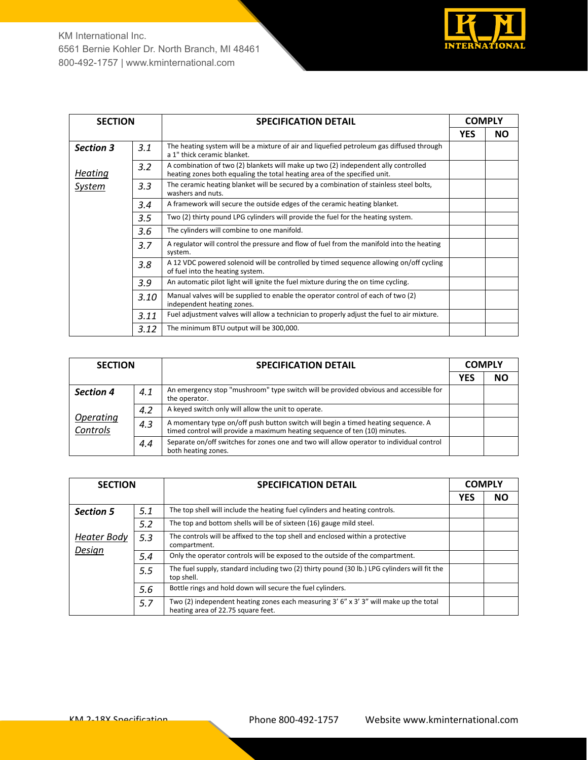| SECTION | | SPECIFICATION DETAIL | COMPLY | |
|---|---|---|---|---|
| | | | **YES** | **NO** |
| ***Section 3*** | *3.1* | The heating system will be a mixture of air and liquefied petroleum gas diffused through a 1" thick ceramic blanket. | | |
| *Heating System* | *3.2* | A combination of two (2) blankets will make up two (2) independent ally controlled heating zones both equaling the total heating area of the specified unit. | | |
| | *3.3* | The ceramic heating blanket will be secured by a combination of stainless steel bolts, washers and nuts. | | |
| | *3.4* | A framework will secure the outside edges of the ceramic heating blanket. | | |
| | *3.5* | Two (2) thirty pound LPG cylinders will provide the fuel for the heating system. | | |
| | *3.6* | The cylinders will combine to one manifold. | | |
| | *3.7* | A regulator will control the pressure and flow of fuel from the manifold into the heating system. | | |
| | *3.8* | A 12 VDC powered solenoid will be controlled by timed sequence allowing on/off cycling of fuel into the heating system. | | |
| | *3.9* | An automatic pilot light will ignite the fuel mixture during the on time cycling. | | |
| | *3.10* | Manual valves will be supplied to enable the operator control of each of two (2) independent heating zones. | | |
| | *3.11* | Fuel adjustment valves will allow a technician to properly adjust the fuel to air mixture. | | |
| | *3.12* | The minimum BTU output will be 300,000. | | |

| SECTION | | SPECIFICATION DETAIL | COMPLY | |
|---|---|---|---|---|
| | | | **YES** | **NO** |
| ***Section 4*** | *4.1* | An emergency stop "mushroom" type switch will be provided obvious and accessible for the operator. | | |
| *Operating Controls* | *4.2* | A keyed switch only will allow the unit to operate. | | |
| | *4.3* | A momentary type on/off push button switch will begin a timed heating sequence. A timed control will provide a maximum heating sequence of ten (10) minutes. | | |
| | *4.4* | Separate on/off switches for zones one and two will allow operator to individual control both heating zones. | | |

| SECTION | | SPECIFICATION DETAIL | COMPLY | |
|---|---|---|---|---|
| | | | **YES** | **NO** |
| ***Section 5*** | *5.1* | The top shell will include the heating fuel cylinders and heating controls. | | |
| *Heater Body Design* | *5.2* | The top and bottom shells will be of sixteen (16) gauge mild steel. | | |
| | *5.3* | The controls will be affixed to the top shell and enclosed within a protective compartment. | | |
| | *5.4* | Only the operator controls will be exposed to the outside of the compartment. | | |
| | *5.5* | The fuel supply, standard including two (2) thirty pound (30 lb.) LPG cylinders will fit the top shell. | | |
| | *5.6* | Bottle rings and hold down will secure the fuel cylinders. | | |
| | *5.7* | Two (2) independent heating zones each measuring 3' 6" x 3' 3" will make up the total heating area of 22.75 square feet. | | |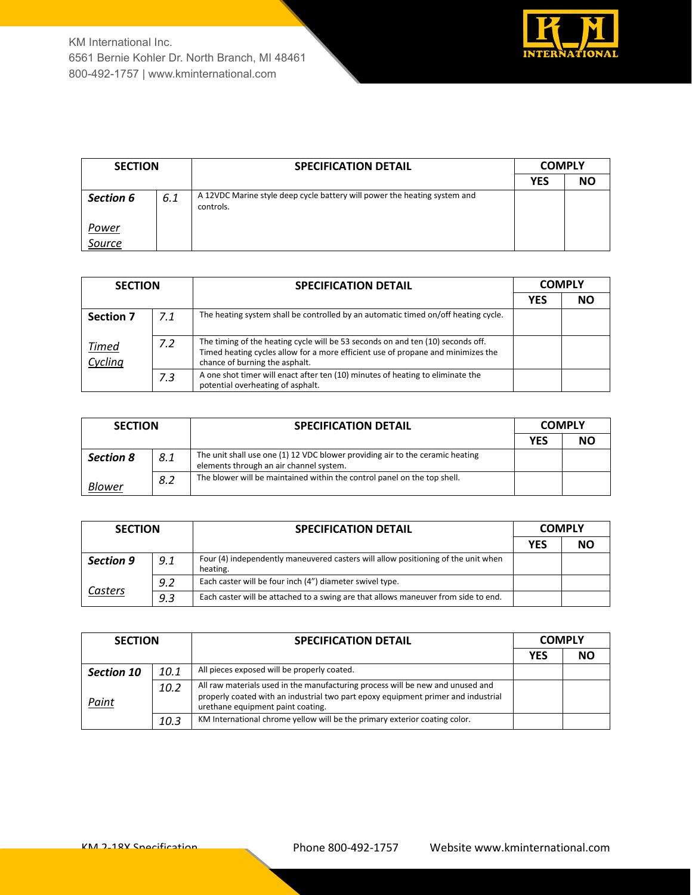| SECTION | | SPECIFICATION DETAIL | COMPLY | |
|---|---|---|---|---|
| | | | YES | NO |
| ***Section 6*** <br> *Power Source* | *6.1* | A 12VDC Marine style deep cycle battery will power the heating system and controls. | | |

| SECTION | | SPECIFICATION DETAIL | COMPLY | |
|---|---|---|---|---|
| | | | YES | NO |
| **Section 7** <br> *Timed Cycling* | *7.1* | The heating system shall be controlled by an automatic timed on/off heating cycle. | | |
| | *7.2* | The timing of the heating cycle will be 53 seconds on and ten (10) seconds off. Timed heating cycles allow for a more efficient use of propane and minimizes the chance of burning the asphalt. | | |
| | *7.3* | A one shot timer will enact after ten (10) minutes of heating to eliminate the potential overheating of asphalt. | | |

| SECTION | | SPECIFICATION DETAIL | COMPLY | |
|---|---|---|---|---|
| | | | YES | NO |
| ***Section 8*** <br> *Blower* | *8.1* | The unit shall use one (1) 12 VDC blower providing air to the ceramic heating elements through an air channel system. | | |
| | *8.2* | The blower will be maintained within the control panel on the top shell. | | |

| SECTION | | SPECIFICATION DETAIL | COMPLY | |
|---|---|---|---|---|
| | | | YES | NO |
| ***Section 9*** <br> *Casters* | *9.1* | Four (4) independently maneuvered casters will allow positioning of the unit when heating. | | |
| | *9.2* | Each caster will be four inch (4") diameter swivel type. | | |
| | *9.3* | Each caster will be attached to a swing are that allows maneuver from side to end. | | |

| SECTION | | SPECIFICATION DETAIL | COMPLY | |
|---|---|---|---|---|
| | | | YES | NO |
| ***Section 10*** <br> *Paint* | *10.1* | All pieces exposed will be properly coated. | | |
| | *10.2* | All raw materials used in the manufacturing process will be new and unused and properly coated with an industrial two part epoxy equipment primer and industrial urethane equipment paint coating. | | |
| | *10.3* | KM International chrome yellow will be the primary exterior coating color. | | |